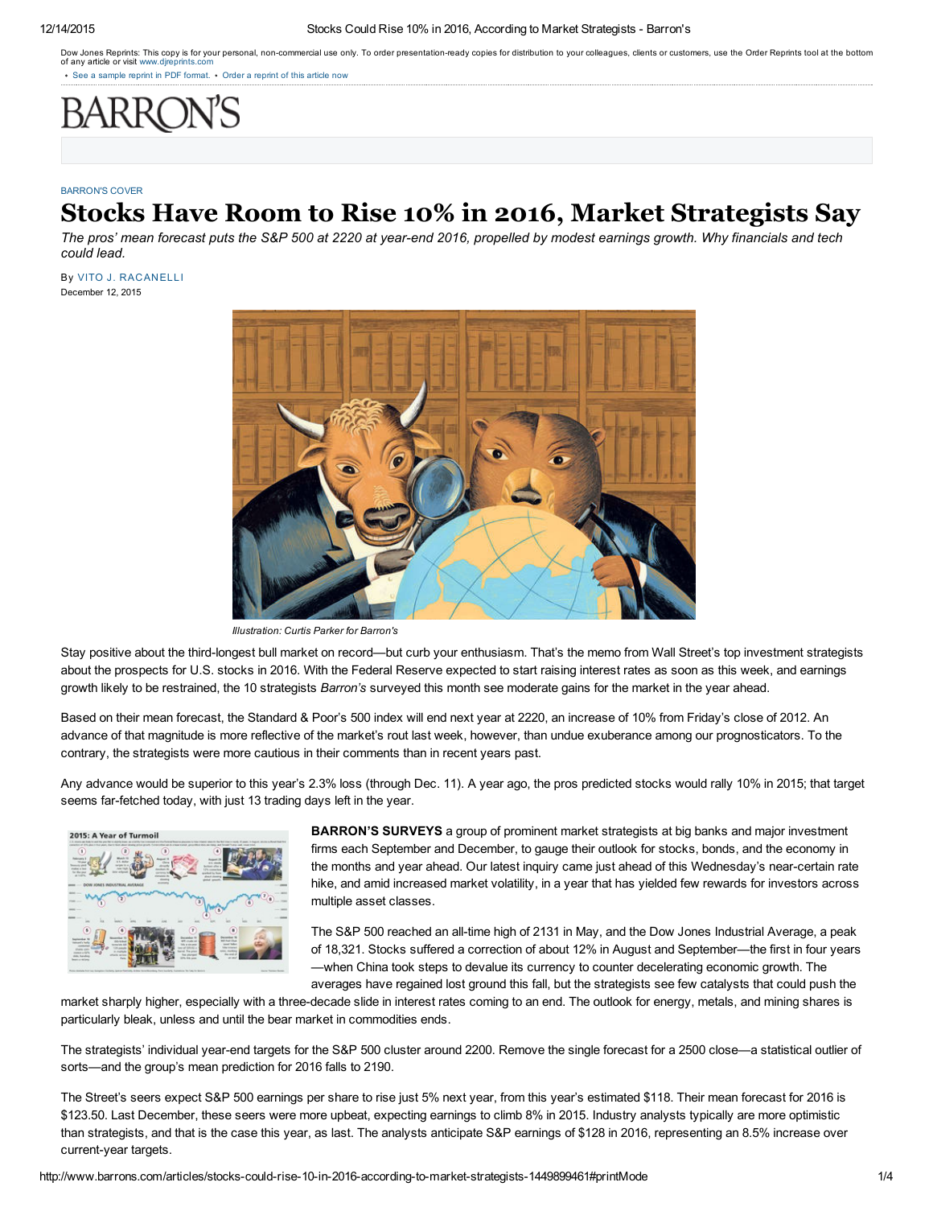Dow Jones Reprints: This copy is for your personal, non-commercial use only. To order presentation-ready copies for distribution to your colleagues, clients or customers, use the Order Reprints tool at the bottom of any article or visit www.djreprints.com

- See a sample reprint in PDF format.
- Order a reprint of this article now

BARRON'S

BARRON'S COVER

# Stocks Have Room to Rise 10% in 2016, Market Strategists Say

*The pros' mean forecast puts the S&P 500 at 2220 at year-end 2016, propelled by modest earnings growth. Why financials and tech could lead.*

By VITO J. RACANELLI
December 12, 2015

*Illustration: Curtis Parker for Barron's*

Stay positive about the third-longest bull market on record—but curb your enthusiasm. That's the memo from Wall Street's top investment strategists about the prospects for U.S. stocks in 2016. With the Federal Reserve expected to start raising interest rates as soon as this week, and earnings growth likely to be restrained, the 10 strategists *Barron's* surveyed this month see moderate gains for the market in the year ahead.

Based on their mean forecast, the Standard & Poor's 500 index will end next year at 2220, an increase of 10% from Friday's close of 2012. An advance of that magnitude is more reflective of the market's rout last week, however, than undue exuberance among our prognosticators. To the contrary, the strategists were more cautious in their comments than in recent years past.

Any advance would be superior to this year's 2.3% loss (through Dec. 11). A year ago, the pros predicted stocks would rally 10% in 2015; that target seems far-fetched today, with just 13 trading days left in the year.

**BARRON'S SURVEYS** a group of prominent market strategists at big banks and major investment firms each September and December, to gauge their outlook for stocks, bonds, and the economy in the months and year ahead. Our latest inquiry came just ahead of this Wednesday's near-certain rate hike, and amid increased market volatility, in a year that has yielded few rewards for investors across multiple asset classes.

The S&P 500 reached an all-time high of 2131 in May, and the Dow Jones Industrial Average, a peak of 18,321. Stocks suffered a correction of about 12% in August and September—the first in four years—when China took steps to devalue its currency to counter decelerating economic growth. The averages have regained lost ground this fall, but the strategists see few catalysts that could push the market sharply higher, especially with a three-decade slide in interest rates coming to an end. The outlook for energy, metals, and mining shares is particularly bleak, unless and until the bear market in commodities ends.

The strategists' individual year-end targets for the S&P 500 cluster around 2200. Remove the single forecast for a 2500 close—a statistical outlier of sorts—and the group's mean prediction for 2016 falls to 2190.

The Street's seers expect S&P 500 earnings per share to rise just 5% next year, from this year's estimated $118. Their mean forecast for 2016 is $123.50. Last December, these seers were more upbeat, expecting earnings to climb 8% in 2015. Industry analysts typically are more optimistic than strategists, and that is the case this year, as last. The analysts anticipate S&P earnings of $128 in 2016, representing an 8.5% increase over current-year targets.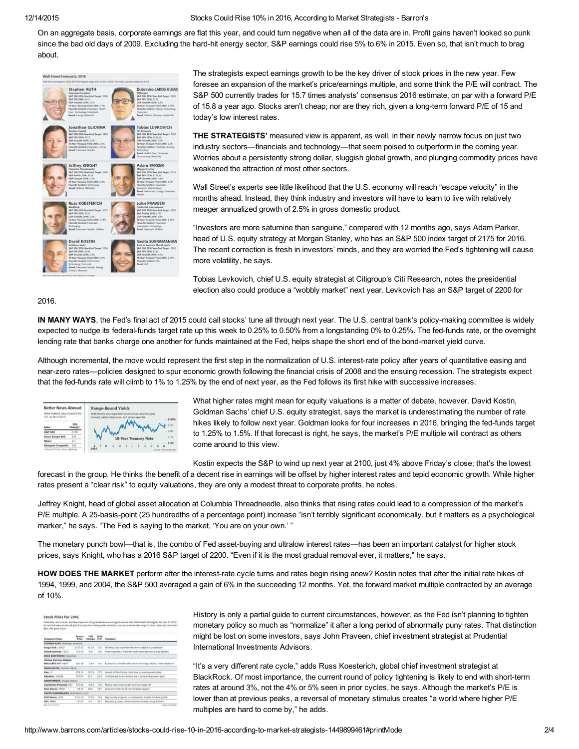On an aggregate basis, corporate earnings are flat this year, and could turn negative when all of the data are in. Profit gains haven't looked so punk since the bad old days of 2009. Excluding the hard-hit energy sector, S&P earnings could rise 5% to 6% in 2015. Even so, that isn't much to brag about.

The strategists expect earnings growth to be the key driver of stock prices in the new year. Few foresee an expansion of the market's price/earnings multiple, and some think the P/E will contract. The S&P 500 currently trades for 15.7 times analysts' consensus 2016 estimate, on par with a forward P/E of 15.8 a year ago. Stocks aren't cheap; nor are they rich, given a long-term forward P/E of 15 and today's low interest rates.

**THE STRATEGISTS'** measured view is apparent, as well, in their newly narrow focus on just two industry sectors—financials and technology—that seem poised to outperform in the coming year. Worries about a persistently strong dollar, sluggish global growth, and plunging commodity prices have weakened the attraction of most other sectors.

Wall Street's experts see little likelihood that the U.S. economy will reach "escape velocity" in the months ahead. Instead, they think industry and investors will have to learn to live with relatively meager annualized growth of 2.5% in gross domestic product.

"Investors are more saturnine than sanguine," compared with 12 months ago, says Adam Parker, head of U.S. equity strategy at Morgan Stanley, who has an S&P 500 index target of 2175 for 2016. The recent correction is fresh in investors' minds, and they are worried the Fed's tightening will cause more volatility, he says.

Tobias Levkovich, chief U.S. equity strategist at Citigroup's Citi Research, notes the presidential election also could produce a "wobbly market" next year. Levkovich has an S&P target of 2200 for 2016.

**IN MANY WAYS**, the Fed's final act of 2015 could call stocks' tune all through next year. The U.S. central bank's policy-making committee is widely expected to nudge its federal-funds target rate up this week to 0.25% to 0.50% from a longstanding 0% to 0.25%. The fed-funds rate, or the overnight lending rate that banks charge one another for funds maintained at the Fed, helps shape the short end of the bond-market yield curve.

Although incremental, the move would represent the first step in the normalization of U.S. interest-rate policy after years of quantitative easing and near-zero rates—policies designed to spur economic growth following the financial crisis of 2008 and the ensuing recession. The strategists expect that the fed-funds rate will climb to 1% to 1.25% by the end of next year, as the Fed follows its first hike with successive increases.

What higher rates might mean for equity valuations is a matter of debate, however. David Kostin, Goldman Sachs' chief U.S. equity strategist, says the market is underestimating the number of rate hikes likely to follow next year. Goldman looks for four increases in 2016, bringing the fed-funds target to 1.25% to 1.5%. If that forecast is right, he says, the market's P/E multiple will contract as others come around to this view.

Kostin expects the S&P to wind up next year at 2100, just 4% above Friday's close; that's the lowest forecast in the group. He thinks the benefit of a decent rise in earnings will be offset by higher interest rates and tepid economic growth. While higher rates present a "clear risk" to equity valuations, they are only a modest threat to corporate profits, he notes.

Jeffrey Knight, head of global asset allocation at Columbia Threadneedle, also thinks that rising rates could lead to a compression of the market's P/E multiple. A 25-basis-point (25 hundredths of a percentage point) increase "isn't terribly significant economically, but it matters as a psychological marker," he says. "The Fed is saying to the market, 'You are on your own.' "

The monetary punch bowl—that is, the combo of Fed asset-buying and ultralow interest rates—has been an important catalyst for higher stock prices, says Knight, who has a 2016 S&P target of 2200. "Even if it is the most gradual removal ever, it matters," he says.

**HOW DOES THE MARKET** perform after the interest-rate cycle turns and rates begin rising anew? Kostin notes that after the initial rate hikes of 1994, 1999, and 2004, the S&P 500 averaged a gain of 6% in the succeeding 12 months. Yet, the forward market multiple contracted by an average of 10%.

History is only a partial guide to current circumstances, however, as the Fed isn't planning to tighten monetary policy so much as "normalize" it after a long period of abnormally puny rates. That distinction might be lost on some investors, says John Praveen, chief investment strategist at Prudential International Investments Advisors.

"It's a very different rate cycle," adds Russ Koesterich, global chief investment strategist at BlackRock. Of most importance, the current round of policy tightening is likely to end with short-term rates at around 3%, not the 4% or 5% seen in prior cycles, he says. Although the market's P/E is lower than at previous peaks, a reversal of monetary stimulus creates "a world where higher P/E multiples are hard to come by," he adds.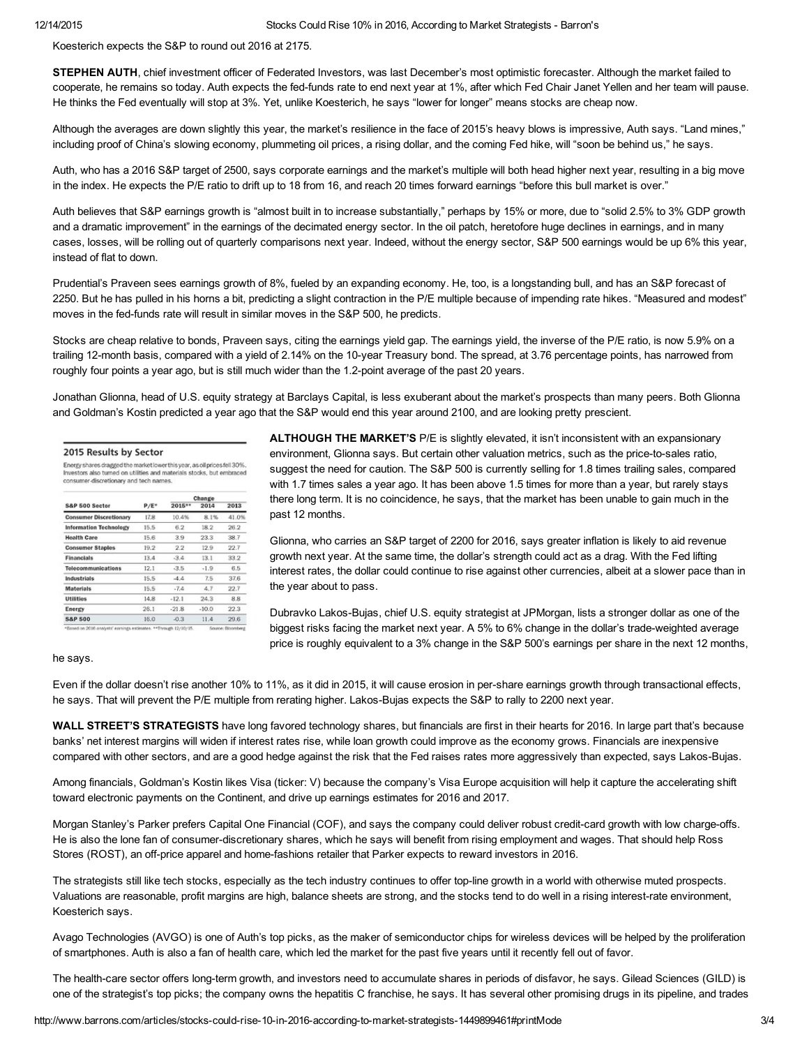Koesterich expects the S&P to round out 2016 at 2175.

**STEPHEN AUTH**, chief investment officer of Federated Investors, was last December's most optimistic forecaster. Although the market failed to cooperate, he remains so today. Auth expects the fed-funds rate to end next year at 1%, after which Fed Chair Janet Yellen and her team will pause. He thinks the Fed eventually will stop at 3%. Yet, unlike Koesterich, he says "lower for longer" means stocks are cheap now.

Although the averages are down slightly this year, the market's resilience in the face of 2015's heavy blows is impressive, Auth says. "Land mines," including proof of China's slowing economy, plummeting oil prices, a rising dollar, and the coming Fed hike, will "soon be behind us," he says.

Auth, who has a 2016 S&P target of 2500, says corporate earnings and the market's multiple will both head higher next year, resulting in a big move in the index. He expects the P/E ratio to drift up to 18 from 16, and reach 20 times forward earnings "before this bull market is over."

Auth believes that S&P earnings growth is "almost built in to increase substantially," perhaps by 15% or more, due to "solid 2.5% to 3% GDP growth and a dramatic improvement" in the earnings of the decimated energy sector. In the oil patch, heretofore huge declines in earnings, and in many cases, losses, will be rolling out of quarterly comparisons next year. Indeed, without the energy sector, S&P 500 earnings would be up 6% this year, instead of flat to down.

Prudential's Praveen sees earnings growth of 8%, fueled by an expanding economy. He, too, is a longstanding bull, and has an S&P forecast of 2250. But he has pulled in his horns a bit, predicting a slight contraction in the P/E multiple because of impending rate hikes. "Measured and modest" moves in the fed-funds rate will result in similar moves in the S&P 500, he predicts.

Stocks are cheap relative to bonds, Praveen says, citing the earnings yield gap. The earnings yield, the inverse of the P/E ratio, is now 5.9% on a trailing 12-month basis, compared with a yield of 2.14% on the 10-year Treasury bond. The spread, at 3.76 percentage points, has narrowed from roughly four points a year ago, but is still much wider than the 1.2-point average of the past 20 years.

Jonathan Glionna, head of U.S. equity strategy at Barclays Capital, is less exuberant about the market's prospects than many peers. Both Glionna and Goldman's Kostin predicted a year ago that the S&P would end this year around 2100, and are looking pretty prescient.

## 2015 Results by Sector

Energy shares dragged the market lower this year, as oil prices fell 30%. Investors also turned on utilities and materials stocks, but embraced consumer-discretionary and tech names.

| S&P 500 Sector | P/E* | Change | | |
|---|---|---|---|---|
| | | 2015** | 2014 | 2013 |
| Consumer Discretionary | 17.8 | 10.4% | 8.1% | 41.0% |
| Information Technology | 15.5 | 6.2 | 18.2 | 26.2 |
| Health Care | 15.6 | 3.9 | 23.3 | 38.7 |
| Consumer Staples | 19.2 | 2.2 | 12.9 | 22.7 |
| Financials | 13.4 | -3.4 | 13.1 | 33.2 |
| Telecommunications | 12.1 | -3.5 | -1.9 | 6.5 |
| Industrials | 15.5 | -4.4 | 7.5 | 37.6 |
| Materials | 15.5 | -7.4 | 4.7 | 22.7 |
| Utilities | 14.8 | -12.1 | 24.3 | 8.8 |
| Energy | 26.1 | -21.8 | -10.0 | 22.3 |
| S&P 500 | 16.0 | -0.3 | 11.4 | 29.6 |

*Based on 2016 analysts' earnings estimates. **Through 12/10/15. Source: Bloomberg

**ALTHOUGH THE MARKET'S** P/E is slightly elevated, it isn't inconsistent with an expansionary environment, Glionna says. But certain other valuation metrics, such as the price-to-sales ratio, suggest the need for caution. The S&P 500 is currently selling for 1.8 times trailing sales, compared with 1.7 times sales a year ago. It has been above 1.5 times for more than a year, but rarely stays there long term. It is no coincidence, he says, that the market has been unable to gain much in the past 12 months.

Glionna, who carries an S&P target of 2200 for 2016, says greater inflation is likely to aid revenue growth next year. At the same time, the dollar's strength could act as a drag. With the Fed lifting interest rates, the dollar could continue to rise against other currencies, albeit at a slower pace than in the year about to pass.

Dubravko Lakos-Bujas, chief U.S. equity strategist at JPMorgan, lists a stronger dollar as one of the biggest risks facing the market next year. A 5% to 6% change in the dollar's trade-weighted average price is roughly equivalent to a 3% change in the S&P 500's earnings per share in the next 12 months, he says.

Even if the dollar doesn't rise another 10% to 11%, as it did in 2015, it will cause erosion in per-share earnings growth through transactional effects, he says. That will prevent the P/E multiple from rerating higher. Lakos-Bujas expects the S&P to rally to 2200 next year.

**WALL STREET'S STRATEGISTS** have long favored technology shares, but financials are first in their hearts for 2016. In large part that's because banks' net interest margins will widen if interest rates rise, while loan growth could improve as the economy grows. Financials are inexpensive compared with other sectors, and are a good hedge against the risk that the Fed raises rates more aggressively than expected, says Lakos-Bujas.

Among financials, Goldman's Kostin likes Visa (ticker: V) because the company's Visa Europe acquisition will help it capture the accelerating shift toward electronic payments on the Continent, and drive up earnings estimates for 2016 and 2017.

Morgan Stanley's Parker prefers Capital One Financial (COF), and says the company could deliver robust credit-card growth with low charge-offs. He is also the lone fan of consumer-discretionary shares, which he says will benefit from rising employment and wages. That should help Ross Stores (ROST), an off-price apparel and home-fashions retailer that Parker expects to reward investors in 2016.

The strategists still like tech stocks, especially as the tech industry continues to offer top-line growth in a world with otherwise muted prospects. Valuations are reasonable, profit margins are high, balance sheets are strong, and the stocks tend to do well in a rising interest-rate environment, Koesterich says.

Avago Technologies (AVGO) is one of Auth's top picks, as the maker of semiconductor chips for wireless devices will be helped by the proliferation of smartphones. Auth is also a fan of health care, which led the market for the past five years until it recently fell out of favor.

The health-care sector offers long-term growth, and investors need to accumulate shares in periods of disfavor, he says. Gilead Sciences (GILD) is one of the strategist's top picks; the company owns the hepatitis C franchise, he says. It has several other promising drugs in its pipeline, and trades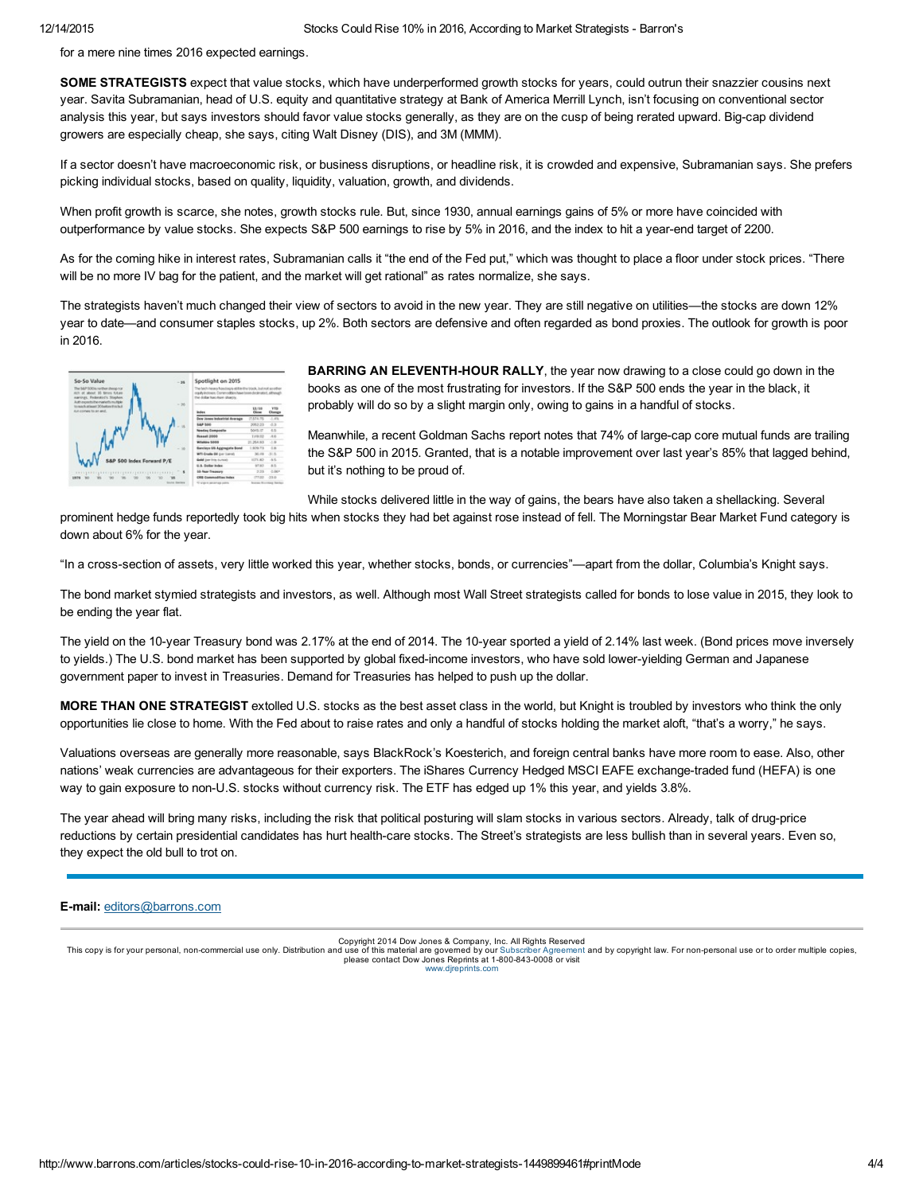for a mere nine times 2016 expected earnings.

**SOME STRATEGISTS** expect that value stocks, which have underperformed growth stocks for years, could outrun their snazzier cousins next year. Savita Subramanian, head of U.S. equity and quantitative strategy at Bank of America Merrill Lynch, isn't focusing on conventional sector analysis this year, but says investors should favor value stocks generally, as they are on the cusp of being rerated upward. Big-cap dividend growers are especially cheap, she says, citing Walt Disney (DIS), and 3M (MMM).

If a sector doesn't have macroeconomic risk, or business disruptions, or headline risk, it is crowded and expensive, Subramanian says. She prefers picking individual stocks, based on quality, liquidity, valuation, growth, and dividends.

When profit growth is scarce, she notes, growth stocks rule. But, since 1930, annual earnings gains of 5% or more have coincided with outperformance by value stocks. She expects S&P 500 earnings to rise by 5% in 2016, and the index to hit a year-end target of 2200.

As for the coming hike in interest rates, Subramanian calls it "the end of the Fed put," which was thought to place a floor under stock prices. "There will be no more IV bag for the patient, and the market will get rational" as rates normalize, she says.

The strategists haven't much changed their view of sectors to avoid in the new year. They are still negative on utilities—the stocks are down 12% year to date—and consumer staples stocks, up 2%. Both sectors are defensive and often regarded as bond proxies. The outlook for growth is poor in 2016.

**BARRING AN ELEVENTH-HOUR RALLY**, the year now drawing to a close could go down in the books as one of the most frustrating for investors. If the S&P 500 ends the year in the black, it probably will do so by a slight margin only, owing to gains in a handful of stocks.

Meanwhile, a recent Goldman Sachs report notes that 74% of large-cap core mutual funds are trailing the S&P 500 in 2015. Granted, that is a notable improvement over last year's 85% that lagged behind, but it's nothing to be proud of.

While stocks delivered little in the way of gains, the bears have also taken a shellacking. Several prominent hedge funds reportedly took big hits when stocks they had bet against rose instead of fell. The Morningstar Bear Market Fund category is down about 6% for the year.

"In a cross-section of assets, very little worked this year, whether stocks, bonds, or currencies"—apart from the dollar, Columbia's Knight says.

The bond market stymied strategists and investors, as well. Although most Wall Street strategists called for bonds to lose value in 2015, they look to be ending the year flat.

The yield on the 10-year Treasury bond was 2.17% at the end of 2014. The 10-year sported a yield of 2.14% last week. (Bond prices move inversely to yields.) The U.S. bond market has been supported by global fixed-income investors, who have sold lower-yielding German and Japanese government paper to invest in Treasuries. Demand for Treasuries has helped to push up the dollar.

**MORE THAN ONE STRATEGIST** extolled U.S. stocks as the best asset class in the world, but Knight is troubled by investors who think the only opportunities lie close to home. With the Fed about to raise rates and only a handful of stocks holding the market aloft, "that's a worry," he says.

Valuations overseas are generally more reasonable, says BlackRock's Koesterich, and foreign central banks have more room to ease. Also, other nations' weak currencies are advantageous for their exporters. The iShares Currency Hedged MSCI EAFE exchange-traded fund (HEFA) is one way to gain exposure to non-U.S. stocks without currency risk. The ETF has edged up 1% this year, and yields 3.8%.

The year ahead will bring many risks, including the risk that political posturing will slam stocks in various sectors. Already, talk of drug-price reductions by certain presidential candidates has hurt health-care stocks. The Street's strategists are less bullish than in several years. Even so, they expect the old bull to trot on.

**E-mail:** editors@barrons.com

Copyright 2014 Dow Jones & Company, Inc. All Rights Reserved
This copy is for your personal, non-commercial use only. Distribution and use of this material are governed by our Subscriber Agreement and by copyright law. For non-personal use or to order multiple copies, please contact Dow Jones Reprints at 1-800-843-0008 or visit www.djreprints.com